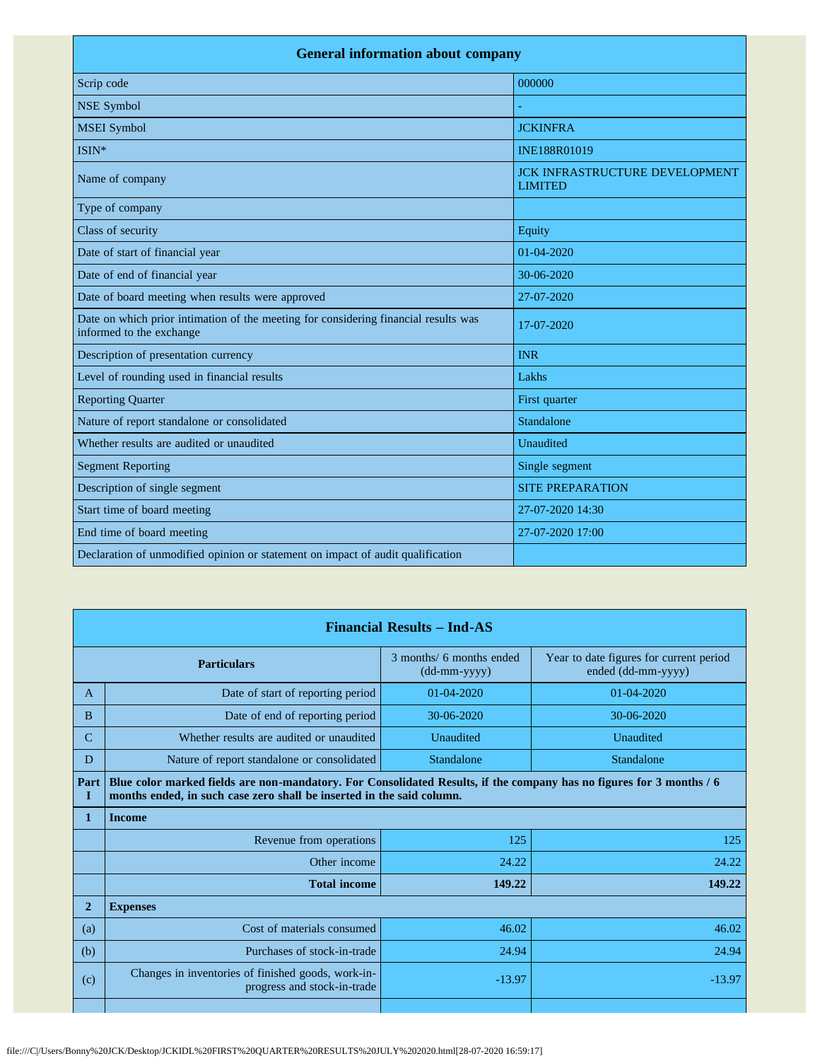| General information about company | |
|---|---|
| Scrip code | 000000 |
| NSE Symbol | - |
| MSEI Symbol | JCKINFRA |
| ISIN* | INE188R01019 |
| Name of company | JCK INFRASTRUCTURE DEVELOPMENT LIMITED |
| Type of company | |
| Class of security | Equity |
| Date of start of financial year | 01-04-2020 |
| Date of end of financial year | 30-06-2020 |
| Date of board meeting when results were approved | 27-07-2020 |
| Date on which prior intimation of the meeting for considering financial results was informed to the exchange | 17-07-2020 |
| Description of presentation currency | INR |
| Level of rounding used in financial results | Lakhs |
| Reporting Quarter | First quarter |
| Nature of report standalone or consolidated | Standalone |
| Whether results are audited or unaudited | Unaudited |
| Segment Reporting | Single segment |
| Description of single segment | SITE PREPARATION |
| Start time of board meeting | 27-07-2020 14:30 |
| End time of board meeting | 27-07-2020 17:00 |
| Declaration of unmodified opinion or statement on impact of audit qualification | |

| Financial Results – Ind-AS | | | |
|---|---|---|---|
| **Particulars** | | 3 months/ 6 months ended (dd-mm-yyyy) | Year to date figures for current period ended (dd-mm-yyyy) |
| A | Date of start of reporting period | 01-04-2020 | 01-04-2020 |
| B | Date of end of reporting period | 30-06-2020 | 30-06-2020 |
| C | Whether results are audited or unaudited | Unaudited | Unaudited |
| D | Nature of report standalone or consolidated | Standalone | Standalone |
| Part I | **Blue color marked fields are non-mandatory. For Consolidated Results, if the company has no figures for 3 months / 6 months ended, in such case zero shall be inserted in the said column.** | | |
| **1** | **Income** | | |
| | Revenue from operations | 125 | 125 |
| | Other income | 24.22 | 24.22 |
| | **Total income** | **149.22** | **149.22** |
| **2** | **Expenses** | | |
| (a) | Cost of materials consumed | 46.02 | 46.02 |
| (b) | Purchases of stock-in-trade | 24.94 | 24.94 |
| (c) | Changes in inventories of finished goods, work-in-progress and stock-in-trade | -13.97 | -13.97 |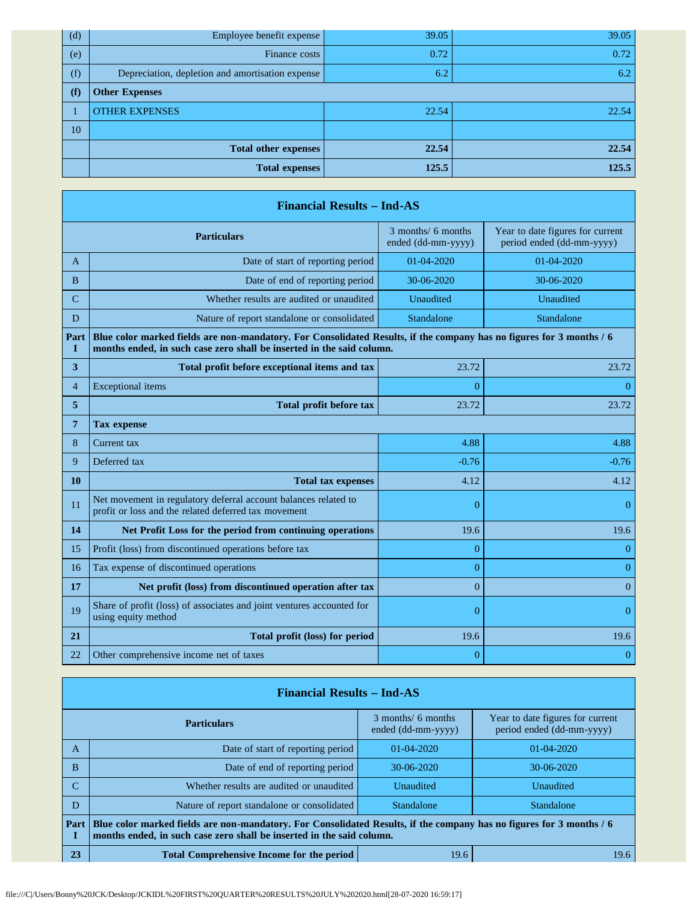| | | | |
|---|---|---|---|
| (d) | Employee benefit expense | 39.05 | 39.05 |
| (e) | Finance costs | 0.72 | 0.72 |
| (f) | Depreciation, depletion and amortisation expense | 6.2 | 6.2 |
| **(f)** | **Other Expenses** | | |
| 1 | OTHER EXPENSES | 22.54 | 22.54 |
| 10 | | | |
| | **Total other expenses** | **22.54** | **22.54** |
| | **Total expenses** | **125.5** | **125.5** |

| **Financial Results – Ind-AS** | | | |
|---|---|---|---|
| | **Particulars** | 3 months/ 6 months ended (dd-mm-yyyy) | Year to date figures for current period ended (dd-mm-yyyy) |
| A | Date of start of reporting period | 01-04-2020 | 01-04-2020 |
| B | Date of end of reporting period | 30-06-2020 | 30-06-2020 |
| C | Whether results are audited or unaudited | Unaudited | Unaudited |
| D | Nature of report standalone or consolidated | Standalone | Standalone |
| **Part I** | **Blue color marked fields are non-mandatory. For Consolidated Results, if the company has no figures for 3 months / 6 months ended, in such case zero shall be inserted in the said column.** | | |
| **3** | **Total profit before exceptional items and tax** | 23.72 | 23.72 |
| 4 | Exceptional items | 0 | 0 |
| **5** | **Total profit before tax** | 23.72 | 23.72 |
| **7** | **Tax expense** | | |
| 8 | Current tax | 4.88 | 4.88 |
| 9 | Deferred tax | -0.76 | -0.76 |
| **10** | **Total tax expenses** | 4.12 | 4.12 |
| 11 | Net movement in regulatory deferral account balances related to profit or loss and the related deferred tax movement | 0 | 0 |
| **14** | **Net Profit Loss for the period from continuing operations** | 19.6 | 19.6 |
| 15 | Profit (loss) from discontinued operations before tax | 0 | 0 |
| 16 | Tax expense of discontinued operations | 0 | 0 |
| **17** | **Net profit (loss) from discontinued operation after tax** | 0 | 0 |
| 19 | Share of profit (loss) of associates and joint ventures accounted for using equity method | 0 | 0 |
| **21** | **Total profit (loss) for period** | 19.6 | 19.6 |
| 22 | Other comprehensive income net of taxes | 0 | 0 |

| **Financial Results – Ind-AS** | | | |
|---|---|---|---|
| | **Particulars** | 3 months/ 6 months ended (dd-mm-yyyy) | Year to date figures for current period ended (dd-mm-yyyy) |
| A | Date of start of reporting period | 01-04-2020 | 01-04-2020 |
| B | Date of end of reporting period | 30-06-2020 | 30-06-2020 |
| C | Whether results are audited or unaudited | Unaudited | Unaudited |
| D | Nature of report standalone or consolidated | Standalone | Standalone |
| **Part I** | **Blue color marked fields are non-mandatory. For Consolidated Results, if the company has no figures for 3 months / 6 months ended, in such case zero shall be inserted in the said column.** | | |
| **23** | **Total Comprehensive Income for the period** | 19.6 | 19.6 |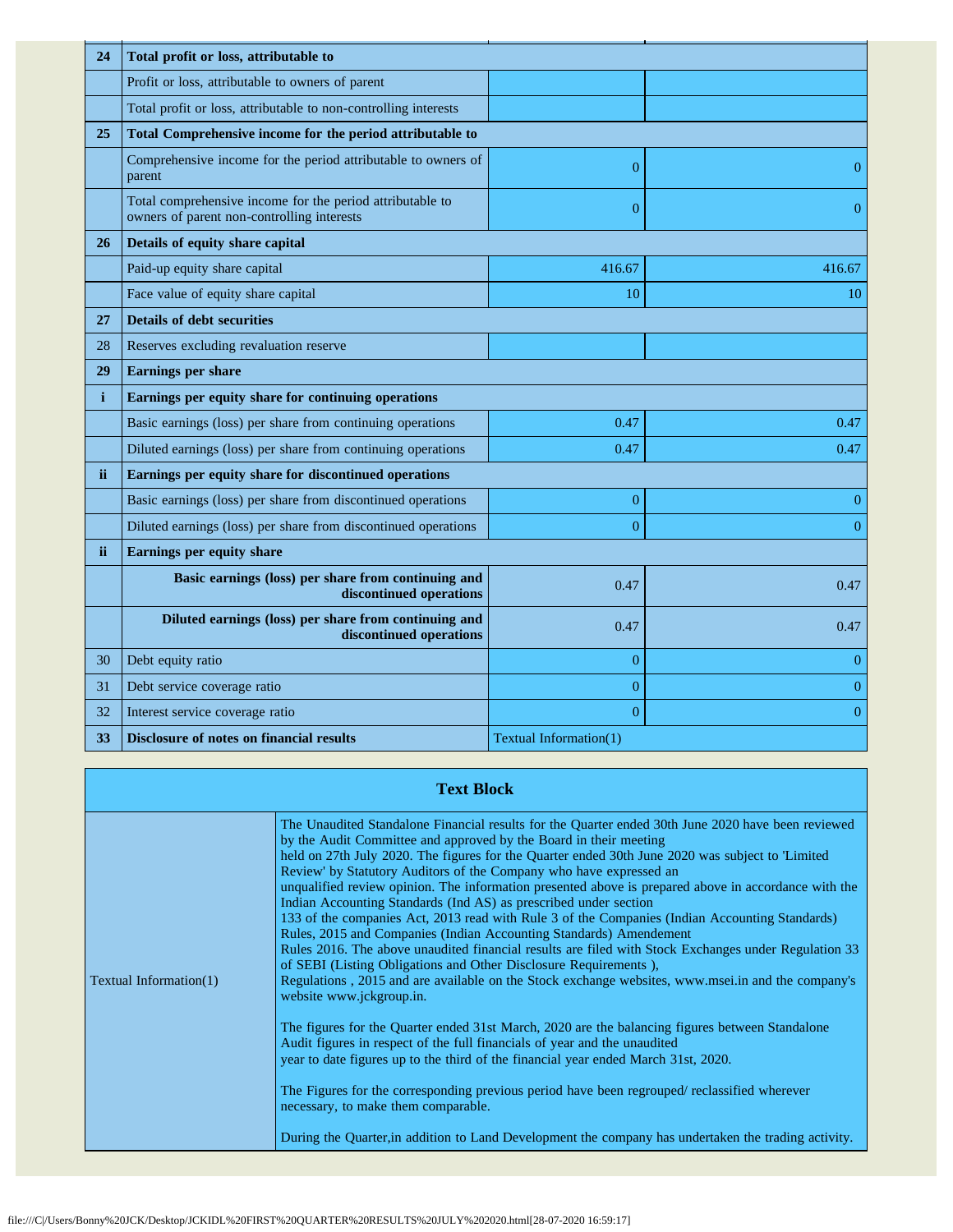| | | | |
|---|---|---|---|
| **24** | **Total profit or loss, attributable to** | | |
| | Profit or loss, attributable to owners of parent | | |
| | Total profit or loss, attributable to non-controlling interests | | |
| **25** | **Total Comprehensive income for the period attributable to** | | |
| | Comprehensive income for the period attributable to owners of parent | 0 | 0 |
| | Total comprehensive income for the period attributable to owners of parent non-controlling interests | 0 | 0 |
| **26** | **Details of equity share capital** | | |
| | Paid-up equity share capital | 416.67 | 416.67 |
| | Face value of equity share capital | 10 | 10 |
| **27** | **Details of debt securities** | | |
| 28 | Reserves excluding revaluation reserve | | |
| **29** | **Earnings per share** | | |
| **i** | **Earnings per equity share for continuing operations** | | |
| | Basic earnings (loss) per share from continuing operations | 0.47 | 0.47 |
| | Diluted earnings (loss) per share from continuing operations | 0.47 | 0.47 |
| **ii** | **Earnings per equity share for discontinued operations** | | |
| | Basic earnings (loss) per share from discontinued operations | 0 | 0 |
| | Diluted earnings (loss) per share from discontinued operations | 0 | 0 |
| **ii** | **Earnings per equity share** | | |
| | **Basic earnings (loss) per share from continuing and discontinued operations** | 0.47 | 0.47 |
| | **Diluted earnings (loss) per share from continuing and discontinued operations** | 0.47 | 0.47 |
| 30 | Debt equity ratio | 0 | 0 |
| 31 | Debt service coverage ratio | 0 | 0 |
| 32 | Interest service coverage ratio | 0 | 0 |
| **33** | **Disclosure of notes on financial results** | Textual Information(1) | |

| **Text Block** | |
|---|---|
| Textual Information(1) | The Unaudited Standalone Financial results for the Quarter ended 30th June 2020 have been reviewed by the Audit Committee and approved by the Board in their meeting held on 27th July 2020. The figures for the Quarter ended 30th June 2020 was subject to 'Limited Review' by Statutory Auditors of the Company who have expressed an unqualified review opinion. The information presented above is prepared above in accordance with the Indian Accounting Standards (Ind AS) as prescribed under section 133 of the companies Act, 2013 read with Rule 3 of the Companies (Indian Accounting Standards) Rules, 2015 and Companies (Indian Accounting Standards) Amendement Rules 2016. The above unaudited financial results are filed with Stock Exchanges under Regulation 33 of SEBI (Listing Obligations and Other Disclosure Requirements ), Regulations , 2015 and are available on the Stock exchange websites, www.msei.in and the company's website www.jckgroup.in.<br><br>The figures for the Quarter ended 31st March, 2020 are the balancing figures between Standalone Audit figures in respect of the full financials of year and the unaudited year to date figures up to the third of the financial year ended March 31st, 2020.<br><br>The Figures for the corresponding previous period have been regrouped/ reclassified wherever necessary, to make them comparable.<br><br>During the Quarter,in addition to Land Development the company has undertaken the trading activity. |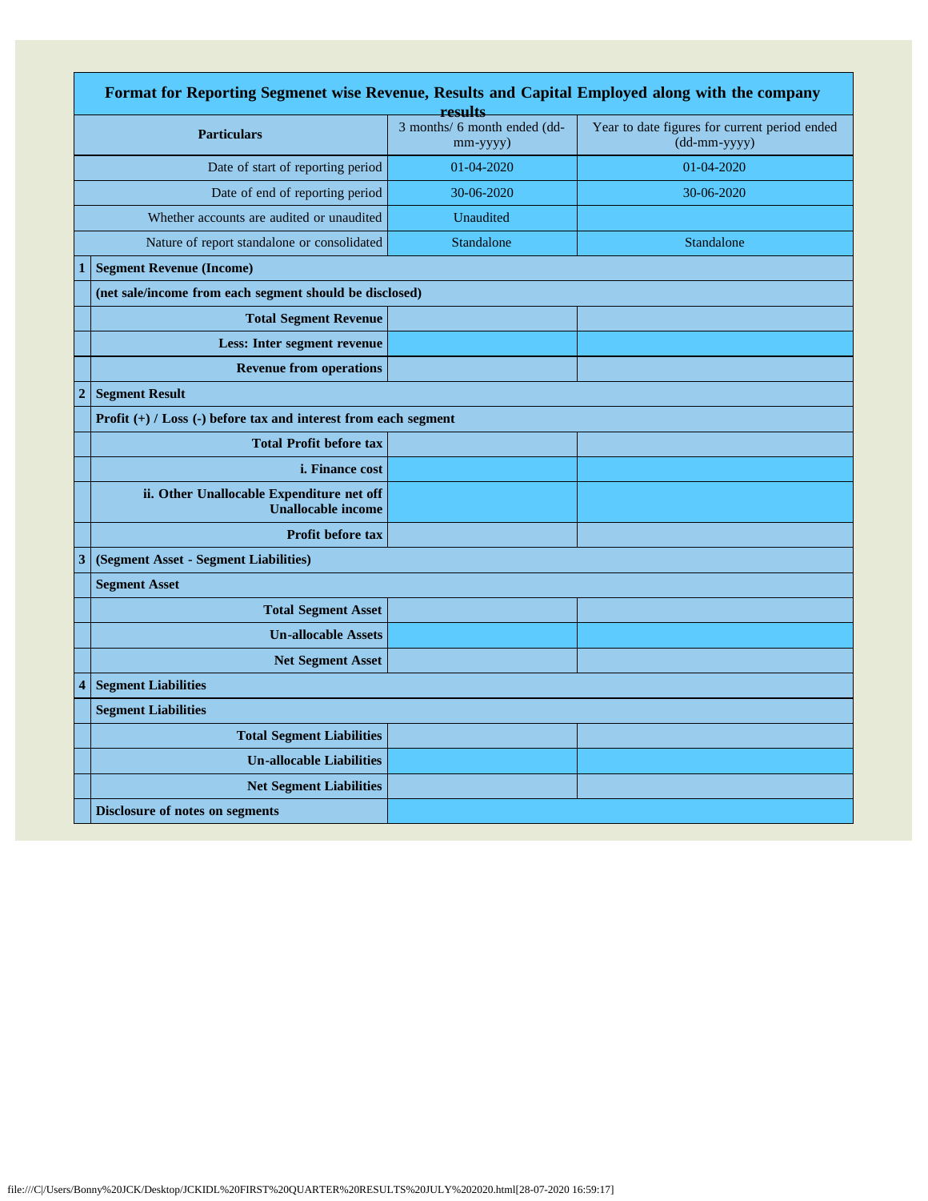| | Format for Reporting Segmenet wise Revenue, Results and Capital Employed along with the company results | | |
|---|---|---|---|
| | **Particulars** | 3 months/ 6 month ended (dd-mm-yyyy) | Year to date figures for current period ended (dd-mm-yyyy) |
| | Date of start of reporting period | 01-04-2020 | 01-04-2020 |
| | Date of end of reporting period | 30-06-2020 | 30-06-2020 |
| | Whether accounts are audited or unaudited | Unaudited | |
| | Nature of report standalone or consolidated | Standalone | Standalone |
| **1** | **Segment Revenue (Income)** | | |
| | **(net sale/income from each segment should be disclosed)** | | |
| | **Total Segment Revenue** | | |
| | **Less: Inter segment revenue** | | |
| | **Revenue from operations** | | |
| **2** | **Segment Result** | | |
| | **Profit (+) / Loss (-) before tax and interest from each segment** | | |
| | **Total Profit before tax** | | |
| | **i. Finance cost** | | |
| | **ii. Other Unallocable Expenditure net off Unallocable income** | | |
| | **Profit before tax** | | |
| **3** | **(Segment Asset - Segment Liabilities)** | | |
| | **Segment Asset** | | |
| | **Total Segment Asset** | | |
| | **Un-allocable Assets** | | |
| | **Net Segment Asset** | | |
| **4** | **Segment Liabilities** | | |
| | **Segment Liabilities** | | |
| | **Total Segment Liabilities** | | |
| | **Un-allocable Liabilities** | | |
| | **Net Segment Liabilities** | | |
| | **Disclosure of notes on segments** | | |